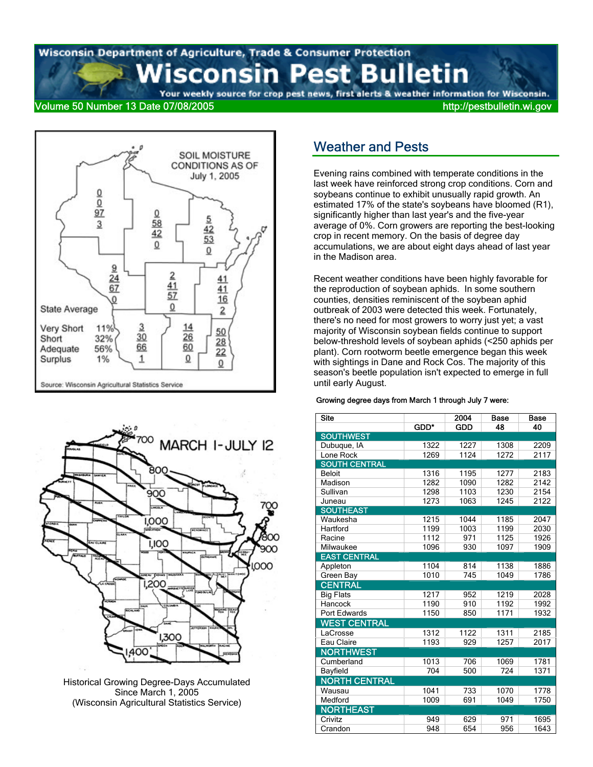# Wisconsin Pest Bulletin

Wisconsin Department of Agriculture, Trade & Consumer Protection

Your weekly source for crop pest news, first alerts & weather information for Wisconsin.

Volume 50 Number 13 Date 07/08/2005 http://pestbulletin.wi.gov

SOIL MOISTURE CONDITIONS AS OF July 1, 2005

State Average

| | |
|---|---|
| Very Short | 11% |
| Short | 32% |
| Adequate | 56% |
| Surplus | 1% |

Source: Wisconsin Agricultural Statistics Service

MARCH 1-JULY 12

Historical Growing Degree-Days Accumulated Since March 1, 2005 (Wisconsin Agricultural Statistics Service)

## Weather and Pests

Evening rains combined with temperate conditions in the last week have reinforced strong crop conditions. Corn and soybeans continue to exhibit unusually rapid growth. An estimated 17% of the state's soybeans have bloomed (R1), significantly higher than last year's and the five-year average of 0%. Corn growers are reporting the best-looking crop in recent memory. On the basis of degree day accumulations, we are about eight days ahead of last year in the Madison area.

Recent weather conditions have been highly favorable for the reproduction of soybean aphids. In some southern counties, densities reminiscent of the soybean aphid outbreak of 2003 were detected this week. Fortunately, there's no need for most growers to worry just yet; a vast majority of Wisconsin soybean fields continue to support below-threshold levels of soybean aphids (<250 aphids per plant). Corn rootworm beetle emergence began this week with sightings in Dane and Rock Cos. The majority of this season's beetle population isn't expected to emerge in full until early August.

**Growing degree days from March 1 through July 7 were:**

| Site | GDD* | 2004 GDD | Base 48 | Base 40 |
|---|---|---|---|---|
| **SOUTHWEST** | | | | |
| Dubuque, IA | 1322 | 1227 | 1308 | 2209 |
| Lone Rock | 1269 | 1124 | 1272 | 2117 |
| **SOUTH CENTRAL** | | | | |
| Beloit | 1316 | 1195 | 1277 | 2183 |
| Madison | 1282 | 1090 | 1282 | 2142 |
| Sullivan | 1298 | 1103 | 1230 | 2154 |
| Juneau | 1273 | 1063 | 1245 | 2122 |
| **SOUTHEAST** | | | | |
| Waukesha | 1215 | 1044 | 1185 | 2047 |
| Hartford | 1199 | 1003 | 1199 | 2030 |
| Racine | 1112 | 971 | 1125 | 1926 |
| Milwaukee | 1096 | 930 | 1097 | 1909 |
| **EAST CENTRAL** | | | | |
| Appleton | 1104 | 814 | 1138 | 1886 |
| Green Bay | 1010 | 745 | 1049 | 1786 |
| **CENTRAL** | | | | |
| Big Flats | 1217 | 952 | 1219 | 2028 |
| Hancock | 1190 | 910 | 1192 | 1992 |
| Port Edwards | 1150 | 850 | 1171 | 1932 |
| **WEST CENTRAL** | | | | |
| LaCrosse | 1312 | 1122 | 1311 | 2185 |
| Eau Claire | 1193 | 929 | 1257 | 2017 |
| **NORTHWEST** | | | | |
| Cumberland | 1013 | 706 | 1069 | 1781 |
| Bayfield | 704 | 500 | 724 | 1371 |
| **NORTH CENTRAL** | | | | |
| Wausau | 1041 | 733 | 1070 | 1778 |
| Medford | 1009 | 691 | 1049 | 1750 |
| **NORTHEAST** | | | | |
| Crivitz | 949 | 629 | 971 | 1695 |
| Crandon | 948 | 654 | 956 | 1643 |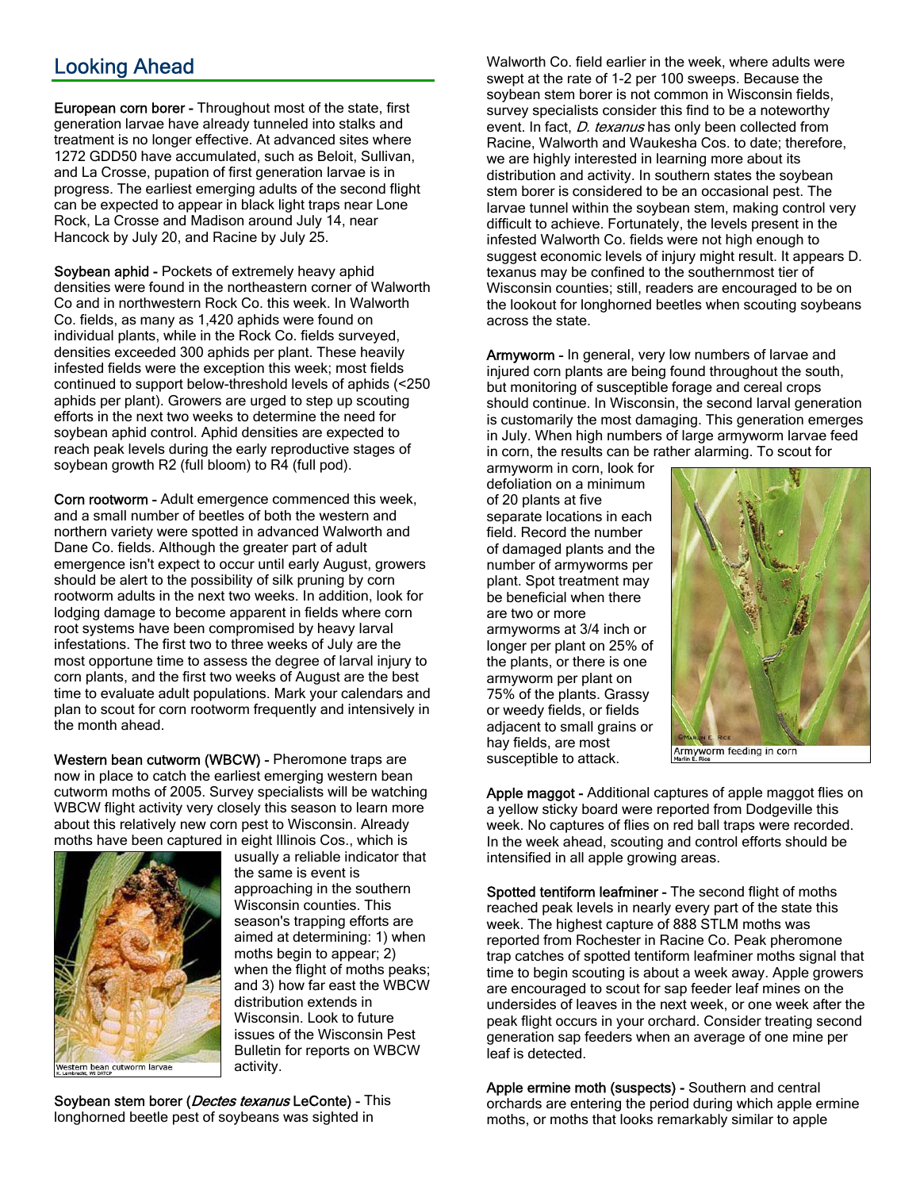## Looking Ahead

**European corn borer -** Throughout most of the state, first generation larvae have already tunneled into stalks and treatment is no longer effective. At advanced sites where 1272 GDD50 have accumulated, such as Beloit, Sullivan, and La Crosse, pupation of first generation larvae is in progress. The earliest emerging adults of the second flight can be expected to appear in black light traps near Lone Rock, La Crosse and Madison around July 14, near Hancock by July 20, and Racine by July 25.

**Soybean aphid -** Pockets of extremely heavy aphid densities were found in the northeastern corner of Walworth Co and in northwestern Rock Co. this week. In Walworth Co. fields, as many as 1,420 aphids were found on individual plants, while in the Rock Co. fields surveyed, densities exceeded 300 aphids per plant. These heavily infested fields were the exception this week; most fields continued to support below-threshold levels of aphids (<250 aphids per plant). Growers are urged to step up scouting efforts in the next two weeks to determine the need for soybean aphid control. Aphid densities are expected to reach peak levels during the early reproductive stages of soybean growth R2 (full bloom) to R4 (full pod).

**Corn rootworm -** Adult emergence commenced this week, and a small number of beetles of both the western and northern variety were spotted in advanced Walworth and Dane Co. fields. Although the greater part of adult emergence isn't expect to occur until early August, growers should be alert to the possibility of silk pruning by corn rootworm adults in the next two weeks. In addition, look for lodging damage to become apparent in fields where corn root systems have been compromised by heavy larval infestations. The first two to three weeks of July are the most opportune time to assess the degree of larval injury to corn plants, and the first two weeks of August are the best time to evaluate adult populations. Mark your calendars and plan to scout for corn rootworm frequently and intensively in the month ahead.

**Western bean cutworm (WBCW) -** Pheromone traps are now in place to catch the earliest emerging western bean cutworm moths of 2005. Survey specialists will be watching WBCW flight activity very closely this season to learn more about this relatively new corn pest to Wisconsin. Already moths have been captured in eight Illinois Cos., which is usually a reliable indicator that the same is event is approaching in the southern Wisconsin counties. This season's trapping efforts are aimed at determining: 1) when moths begin to appear; 2) when the flight of moths peaks; and 3) how far east the WBCW distribution extends in Wisconsin. Look to future issues of the Wisconsin Pest Bulletin for reports on WBCW activity.

Western bean cutworm larvae
K. Lambrecht, WI DATCP

**Soybean stem borer (*Dectes texanus* LeConte) -** This longhorned beetle pest of soybeans was sighted in Walworth Co. field earlier in the week, where adults were swept at the rate of 1-2 per 100 sweeps. Because the soybean stem borer is not common in Wisconsin fields, survey specialists consider this find to be a noteworthy event. In fact, *D. texanus* has only been collected from Racine, Walworth and Waukesha Cos. to date; therefore, we are highly interested in learning more about its distribution and activity. In southern states the soybean stem borer is considered to be an occasional pest. The larvae tunnel within the soybean stem, making control very difficult to achieve. Fortunately, the levels present in the infested Walworth Co. fields were not high enough to suggest economic levels of injury might result. It appears D. texanus may be confined to the southernmost tier of Wisconsin counties; still, readers are encouraged to be on the lookout for longhorned beetles when scouting soybeans across the state.

**Armyworm -** In general, very low numbers of larvae and injured corn plants are being found throughout the south, but monitoring of susceptible forage and cereal crops should continue. In Wisconsin, the second larval generation is customarily the most damaging. This generation emerges in July. When high numbers of large armyworm larvae feed in corn, the results can be rather alarming. To scout for armyworm in corn, look for defoliation on a minimum of 20 plants at five separate locations in each field. Record the number of damaged plants and the number of armyworms per plant. Spot treatment may be beneficial when there are two or more armyworms at 3/4 inch or longer per plant on 25% of the plants, or there is one armyworm per plant on 75% of the plants. Grassy or weedy fields, or fields adjacent to small grains or hay fields, are most susceptible to attack.

Armyworm feeding in corn
Marlin E. Rice

**Apple maggot -** Additional captures of apple maggot flies on a yellow sticky board were reported from Dodgeville this week. No captures of flies on red ball traps were recorded. In the week ahead, scouting and control efforts should be intensified in all apple growing areas.

**Spotted tentiform leafminer -** The second flight of moths reached peak levels in nearly every part of the state this week. The highest capture of 888 STLM moths was reported from Rochester in Racine Co. Peak pheromone trap catches of spotted tentiform leafminer moths signal that time to begin scouting is about a week away. Apple growers are encouraged to scout for sap feeder leaf mines on the undersides of leaves in the next week, or one week after the peak flight occurs in your orchard. Consider treating second generation sap feeders when an average of one mine per leaf is detected.

**Apple ermine moth (suspects) -** Southern and central orchards are entering the period during which apple ermine moths, or moths that looks remarkably similar to apple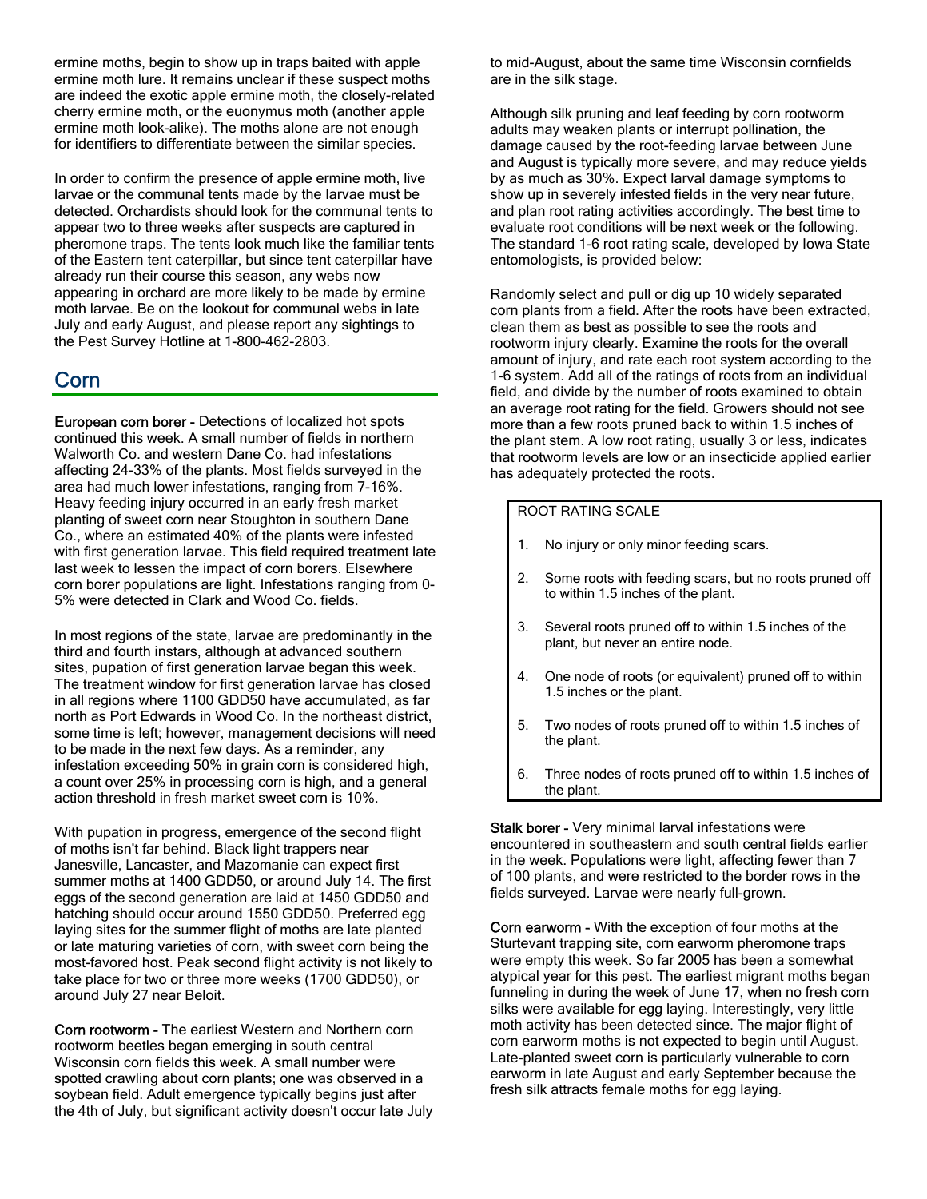ermine moths, begin to show up in traps baited with apple ermine moth lure. It remains unclear if these suspect moths are indeed the exotic apple ermine moth, the closely-related cherry ermine moth, or the euonymus moth (another apple ermine moth look-alike). The moths alone are not enough for identifiers to differentiate between the similar species.

In order to confirm the presence of apple ermine moth, live larvae or the communal tents made by the larvae must be detected. Orchardists should look for the communal tents to appear two to three weeks after suspects are captured in pheromone traps. The tents look much like the familiar tents of the Eastern tent caterpillar, but since tent caterpillar have already run their course this season, any webs now appearing in orchard are more likely to be made by ermine moth larvae. Be on the lookout for communal webs in late July and early August, and please report any sightings to the Pest Survey Hotline at 1-800-462-2803.

## Corn

**European corn borer -** Detections of localized hot spots continued this week. A small number of fields in northern Walworth Co. and western Dane Co. had infestations affecting 24-33% of the plants. Most fields surveyed in the area had much lower infestations, ranging from 7-16%. Heavy feeding injury occurred in an early fresh market planting of sweet corn near Stoughton in southern Dane Co., where an estimated 40% of the plants were infested with first generation larvae. This field required treatment late last week to lessen the impact of corn borers. Elsewhere corn borer populations are light. Infestations ranging from 0-5% were detected in Clark and Wood Co. fields.

In most regions of the state, larvae are predominantly in the third and fourth instars, although at advanced southern sites, pupation of first generation larvae began this week. The treatment window for first generation larvae has closed in all regions where 1100 GDD50 have accumulated, as far north as Port Edwards in Wood Co. In the northeast district, some time is left; however, management decisions will need to be made in the next few days. As a reminder, any infestation exceeding 50% in grain corn is considered high, a count over 25% in processing corn is high, and a general action threshold in fresh market sweet corn is 10%.

With pupation in progress, emergence of the second flight of moths isn't far behind. Black light trappers near Janesville, Lancaster, and Mazomanie can expect first summer moths at 1400 GDD50, or around July 14. The first eggs of the second generation are laid at 1450 GDD50 and hatching should occur around 1550 GDD50. Preferred egg laying sites for the summer flight of moths are late planted or late maturing varieties of corn, with sweet corn being the most-favored host. Peak second flight activity is not likely to take place for two or three more weeks (1700 GDD50), or around July 27 near Beloit.

**Corn rootworm -** The earliest Western and Northern corn rootworm beetles began emerging in south central Wisconsin corn fields this week. A small number were spotted crawling about corn plants; one was observed in a soybean field. Adult emergence typically begins just after the 4th of July, but significant activity doesn't occur late July to mid-August, about the same time Wisconsin cornfields are in the silk stage.

Although silk pruning and leaf feeding by corn rootworm adults may weaken plants or interrupt pollination, the damage caused by the root-feeding larvae between June and August is typically more severe, and may reduce yields by as much as 30%. Expect larval damage symptoms to show up in severely infested fields in the very near future, and plan root rating activities accordingly. The best time to evaluate root conditions will be next week or the following. The standard 1-6 root rating scale, developed by Iowa State entomologists, is provided below:

Randomly select and pull or dig up 10 widely separated corn plants from a field. After the roots have been extracted, clean them as best as possible to see the roots and rootworm injury clearly. Examine the roots for the overall amount of injury, and rate each root system according to the 1-6 system. Add all of the ratings of roots from an individual field, and divide by the number of roots examined to obtain an average root rating for the field. Growers should not see more than a few roots pruned back to within 1.5 inches of the plant stem. A low root rating, usually 3 or less, indicates that rootworm levels are low or an insecticide applied earlier has adequately protected the roots.

ROOT RATING SCALE

1. No injury or only minor feeding scars.
2. Some roots with feeding scars, but no roots pruned off to within 1.5 inches of the plant.
3. Several roots pruned off to within 1.5 inches of the plant, but never an entire node.
4. One node of roots (or equivalent) pruned off to within 1.5 inches or the plant.
5. Two nodes of roots pruned off to within 1.5 inches of the plant.
6. Three nodes of roots pruned off to within 1.5 inches of the plant.

**Stalk borer -** Very minimal larval infestations were encountered in southeastern and south central fields earlier in the week. Populations were light, affecting fewer than 7 of 100 plants, and were restricted to the border rows in the fields surveyed. Larvae were nearly full-grown.

**Corn earworm -** With the exception of four moths at the Sturtevant trapping site, corn earworm pheromone traps were empty this week. So far 2005 has been a somewhat atypical year for this pest. The earliest migrant moths began funneling in during the week of June 17, when no fresh corn silks were available for egg laying. Interestingly, very little moth activity has been detected since. The major flight of corn earworm moths is not expected to begin until August. Late-planted sweet corn is particularly vulnerable to corn earworm in late August and early September because the fresh silk attracts female moths for egg laying.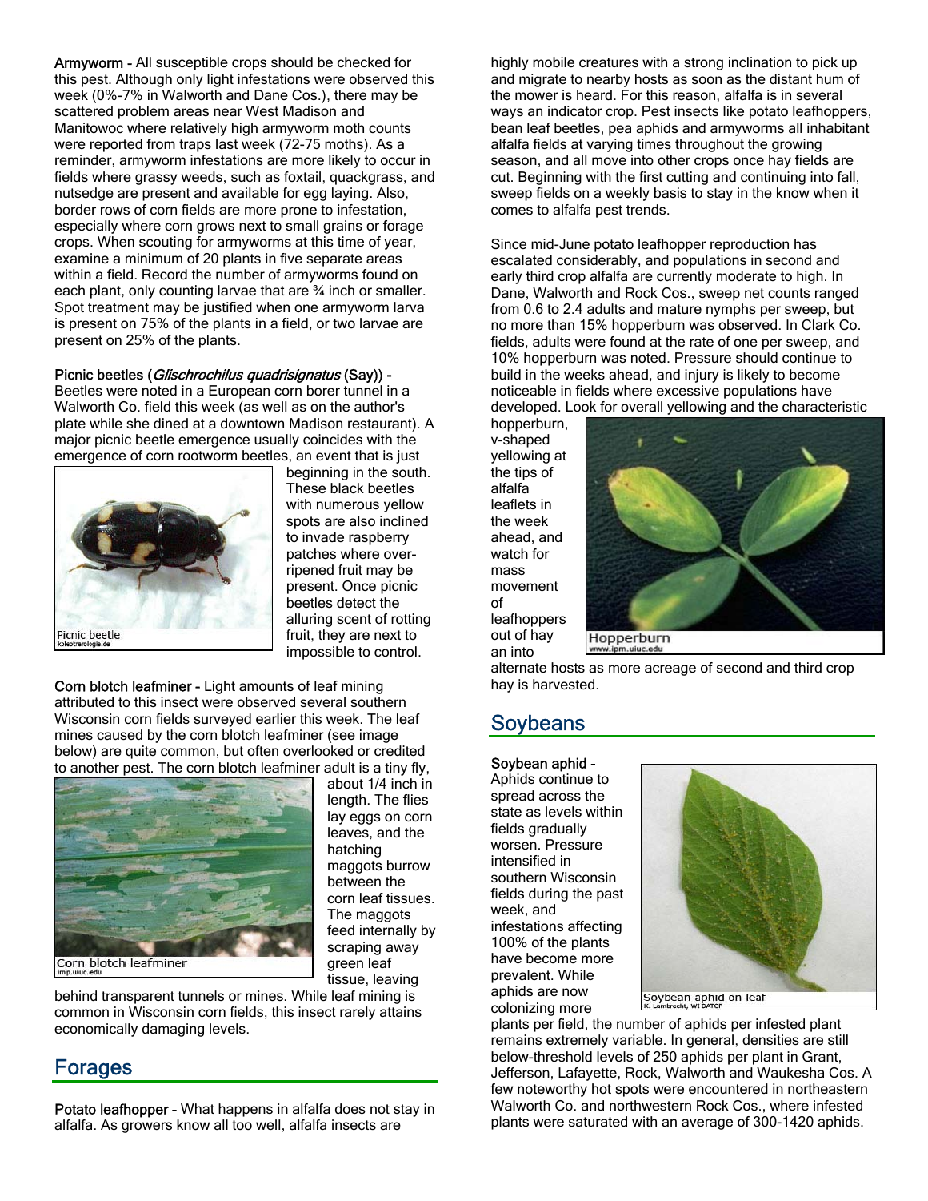**Armyworm -** All susceptible crops should be checked for this pest. Although only light infestations were observed this week (0%-7% in Walworth and Dane Cos.), there may be scattered problem areas near West Madison and Manitowoc where relatively high armyworm moth counts were reported from traps last week (72-75 moths). As a reminder, armyworm infestations are more likely to occur in fields where grassy weeds, such as foxtail, quackgrass, and nutsedge are present and available for egg laying. Also, border rows of corn fields are more prone to infestation, especially where corn grows next to small grains or forage crops. When scouting for armyworms at this time of year, examine a minimum of 20 plants in five separate areas within a field. Record the number of armyworms found on each plant, only counting larvae that are ¾ inch or smaller. Spot treatment may be justified when one armyworm larva is present on 75% of the plants in a field, or two larvae are present on 25% of the plants.

**Picnic beetles (*Glischrochilus quadrisignatus* (Say)) -** Beetles were noted in a European corn borer tunnel in a Walworth Co. field this week (as well as on the author's plate while she dined at a downtown Madison restaurant). A major picnic beetle emergence usually coincides with the emergence of corn rootworm beetles, an event that is just beginning in the south. These black beetles with numerous yellow spots are also inclined to invade raspberry patches where over-ripened fruit may be present. Once picnic beetles detect the alluring scent of rotting fruit, they are next to impossible to control.

Picnic beetle

**Corn blotch leafminer -** Light amounts of leaf mining attributed to this insect were observed several southern Wisconsin corn fields surveyed earlier this week. The leaf mines caused by the corn blotch leafminer (see image below) are quite common, but often overlooked or credited to another pest. The corn blotch leafminer adult is a tiny fly, about 1/4 inch in length. The flies lay eggs on corn leaves, and the hatching maggots burrow between the corn leaf tissues. The maggots feed internally by scraping away green leaf tissue, leaving behind transparent tunnels or mines. While leaf mining is common in Wisconsin corn fields, this insect rarely attains economically damaging levels.

Corn blotch leafminer

## Forages

**Potato leafhopper -** What happens in alfalfa does not stay in alfalfa. As growers know all too well, alfalfa insects are highly mobile creatures with a strong inclination to pick up and migrate to nearby hosts as soon as the distant hum of the mower is heard. For this reason, alfalfa is in several ways an indicator crop. Pest insects like potato leafhoppers, bean leaf beetles, pea aphids and armyworms all inhabitant alfalfa fields at varying times throughout the growing season, and all move into other crops once hay fields are cut. Beginning with the first cutting and continuing into fall, sweep fields on a weekly basis to stay in the know when it comes to alfalfa pest trends.

Since mid-June potato leafhopper reproduction has escalated considerably, and populations in second and early third crop alfalfa are currently moderate to high. In Dane, Walworth and Rock Cos., sweep net counts ranged from 0.6 to 2.4 adults and mature nymphs per sweep, but no more than 15% hopperburn was observed. In Clark Co. fields, adults were found at the rate of one per sweep, and 10% hopperburn was noted. Pressure should continue to build in the weeks ahead, and injury is likely to become noticeable in fields where excessive populations have developed. Look for overall yellowing and the characteristic hopperburn, v-shaped yellowing at the tips of alfalfa leaflets in the week ahead, and watch for mass movement of leafhoppers out of hay an into alternate hosts as more acreage of second and third crop hay is harvested.

Hopperburn

## Soybeans

**Soybean aphid -** Aphids continue to spread across the state as levels within fields gradually worsen. Pressure intensified in southern Wisconsin fields during the past week, and infestations affecting 100% of the plants have become more prevalent. While aphids are now colonizing more plants per field, the number of aphids per infested plant remains extremely variable. In general, densities are still below-threshold levels of 250 aphids per plant in Grant, Jefferson, Lafayette, Rock, Walworth and Waukesha Cos. A few noteworthy hot spots were encountered in northeastern Walworth Co. and northwestern Rock Cos., where infested plants were saturated with an average of 300-1420 aphids.

Soybean aphid on leaf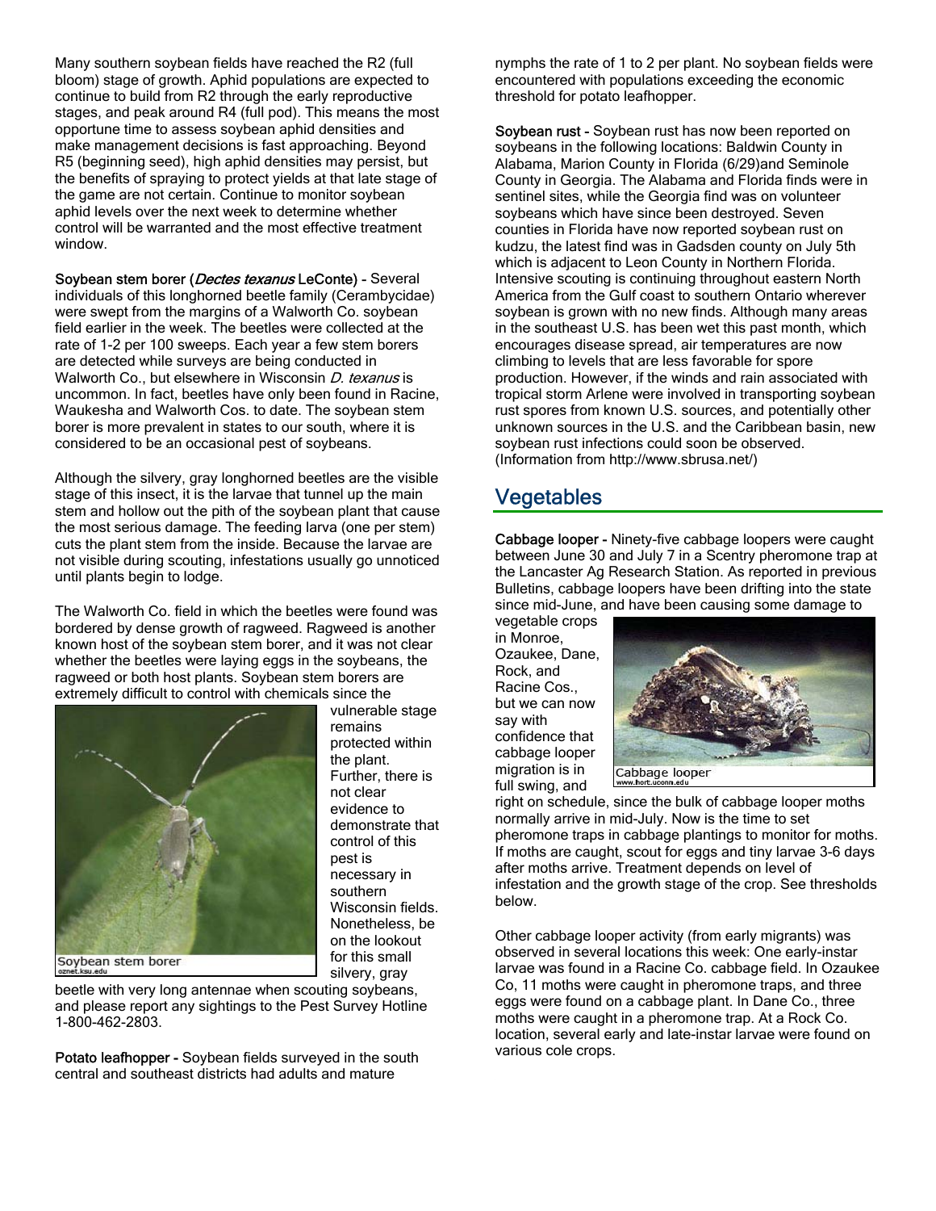Many southern soybean fields have reached the R2 (full bloom) stage of growth. Aphid populations are expected to continue to build from R2 through the early reproductive stages, and peak around R4 (full pod). This means the most opportune time to assess soybean aphid densities and make management decisions is fast approaching. Beyond R5 (beginning seed), high aphid densities may persist, but the benefits of spraying to protect yields at that late stage of the game are not certain. Continue to monitor soybean aphid levels over the next week to determine whether control will be warranted and the most effective treatment window.

**Soybean stem borer (*Dectes texanus* LeConte) -** Several individuals of this longhorned beetle family (Cerambycidae) were swept from the margins of a Walworth Co. soybean field earlier in the week. The beetles were collected at the rate of 1-2 per 100 sweeps. Each year a few stem borers are detected while surveys are being conducted in Walworth Co., but elsewhere in Wisconsin *D. texanus* is uncommon. In fact, beetles have only been found in Racine, Waukesha and Walworth Cos. to date. The soybean stem borer is more prevalent in states to our south, where it is considered to be an occasional pest of soybeans.

Although the silvery, gray longhorned beetles are the visible stage of this insect, it is the larvae that tunnel up the main stem and hollow out the pith of the soybean plant that cause the most serious damage. The feeding larva (one per stem) cuts the plant stem from the inside. Because the larvae are not visible during scouting, infestations usually go unnoticed until plants begin to lodge.

The Walworth Co. field in which the beetles were found was bordered by dense growth of ragweed. Ragweed is another known host of the soybean stem borer, and it was not clear whether the beetles were laying eggs in the soybeans, the ragweed or both host plants. Soybean stem borers are extremely difficult to control with chemicals since the vulnerable stage remains protected within the plant. Further, there is not clear evidence to demonstrate that control of this pest is necessary in southern Wisconsin fields. Nonetheless, be on the lookout for this small silvery, gray beetle with very long antennae when scouting soybeans, and please report any sightings to the Pest Survey Hotline 1-800-462-2803.

Soybean stem borer

**Potato leafhopper -** Soybean fields surveyed in the south central and southeast districts had adults and mature nymphs the rate of 1 to 2 per plant. No soybean fields were encountered with populations exceeding the economic threshold for potato leafhopper.

**Soybean rust -** Soybean rust has now been reported on soybeans in the following locations: Baldwin County in Alabama, Marion County in Florida (6/29)and Seminole County in Georgia. The Alabama and Florida finds were in sentinel sites, while the Georgia find was on volunteer soybeans which have since been destroyed. Seven counties in Florida have now reported soybean rust on kudzu, the latest find was in Gadsden county on July 5th which is adjacent to Leon County in Northern Florida. Intensive scouting is continuing throughout eastern North America from the Gulf coast to southern Ontario wherever soybean is grown with no new finds. Although many areas in the southeast U.S. has been wet this past month, which encourages disease spread, air temperatures are now climbing to levels that are less favorable for spore production. However, if the winds and rain associated with tropical storm Arlene were involved in transporting soybean rust spores from known U.S. sources, and potentially other unknown sources in the U.S. and the Caribbean basin, new soybean rust infections could soon be observed. (Information from http://www.sbrusa.net/)

## Vegetables

**Cabbage looper -** Ninety-five cabbage loopers were caught between June 30 and July 7 in a Scentry pheromone trap at the Lancaster Ag Research Station. As reported in previous Bulletins, cabbage loopers have been drifting into the state since mid-June, and have been causing some damage to vegetable crops in Monroe, Ozaukee, Dane, Rock, and Racine Cos., but we can now say with confidence that cabbage looper migration is in full swing, and right on schedule, since the bulk of cabbage looper moths normally arrive in mid-July. Now is the time to set pheromone traps in cabbage plantings to monitor for moths. If moths are caught, scout for eggs and tiny larvae 3-6 days after moths arrive. Treatment depends on level of infestation and the growth stage of the crop. See thresholds below.

Cabbage looper

Other cabbage looper activity (from early migrants) was observed in several locations this week: One early-instar larvae was found in a Racine Co. cabbage field. In Ozaukee Co, 11 moths were caught in pheromone traps, and three eggs were found on a cabbage plant. In Dane Co., three moths were caught in a pheromone trap. At a Rock Co. location, several early and late-instar larvae were found on various cole crops.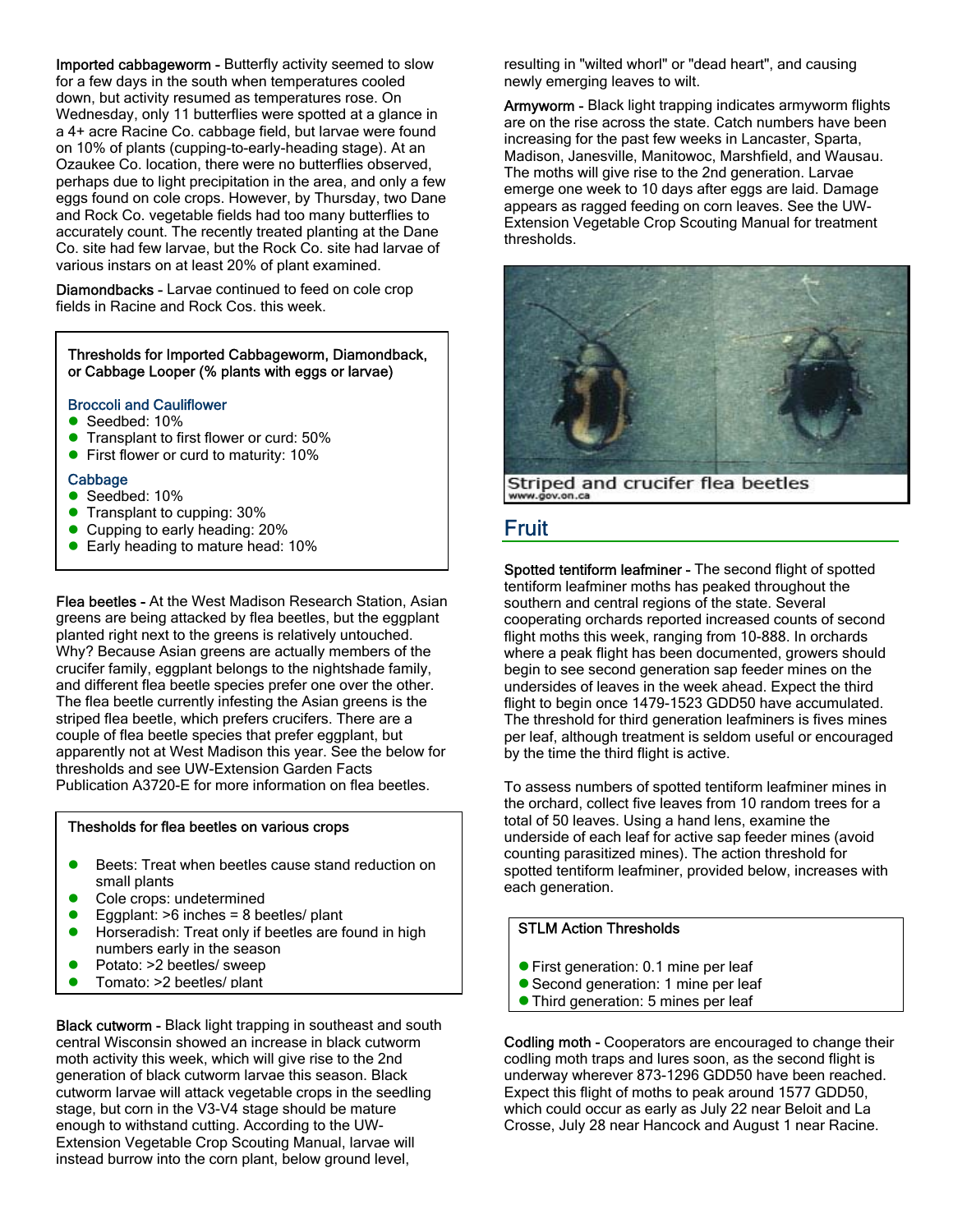**Imported cabbageworm** - Butterfly activity seemed to slow for a few days in the south when temperatures cooled down, but activity resumed as temperatures rose. On Wednesday, only 11 butterflies were spotted at a glance in a 4+ acre Racine Co. cabbage field, but larvae were found on 10% of plants (cupping-to-early-heading stage). At an Ozaukee Co. location, there were no butterflies observed, perhaps due to light precipitation in the area, and only a few eggs found on cole crops. However, by Thursday, two Dane and Rock Co. vegetable fields had too many butterflies to accurately count. The recently treated planting at the Dane Co. site had few larvae, but the Rock Co. site had larvae of various instars on at least 20% of plant examined.

**Diamondbacks** - Larvae continued to feed on cole crop fields in Racine and Rock Cos. this week.

**Thresholds for Imported Cabbageworm, Diamondback, or Cabbage Looper (% plants with eggs or larvae)**

Broccoli and Cauliflower

- Seedbed: 10%
- Transplant to first flower or curd: 50%
- First flower or curd to maturity: 10%

Cabbage

- Seedbed: 10%
- Transplant to cupping: 30%
- Cupping to early heading: 20%
- Early heading to mature head: 10%

**Flea beetles** - At the West Madison Research Station, Asian greens are being attacked by flea beetles, but the eggplant planted right next to the greens is relatively untouched. Why? Because Asian greens are actually members of the crucifer family, eggplant belongs to the nightshade family, and different flea beetle species prefer one over the other. The flea beetle currently infesting the Asian greens is the striped flea beetle, which prefers crucifers. There are a couple of flea beetle species that prefer eggplant, but apparently not at West Madison this year. See the below for thresholds and see UW-Extension Garden Facts Publication A3720-E for more information on flea beetles.

**Thesholds for flea beetles on various crops**

- Beets: Treat when beetles cause stand reduction on small plants
- Cole crops: undetermined
- Eggplant: >6 inches = 8 beetles/ plant
- Horseradish: Treat only if beetles are found in high numbers early in the season
- Potato: >2 beetles/ sweep
- Tomato: >2 beetles/ plant

**Black cutworm** - Black light trapping in southeast and south central Wisconsin showed an increase in black cutworm moth activity this week, which will give rise to the 2nd generation of black cutworm larvae this season. Black cutworm larvae will attack vegetable crops in the seedling stage, but corn in the V3-V4 stage should be mature enough to withstand cutting. According to the UW-Extension Vegetable Crop Scouting Manual, larvae will instead burrow into the corn plant, below ground level, resulting in "wilted whorl" or "dead heart", and causing newly emerging leaves to wilt.

**Armyworm** - Black light trapping indicates armyworm flights are on the rise across the state. Catch numbers have been increasing for the past few weeks in Lancaster, Sparta, Madison, Janesville, Manitowoc, Marshfield, and Wausau. The moths will give rise to the 2nd generation. Larvae emerge one week to 10 days after eggs are laid. Damage appears as ragged feeding on corn leaves. See the UW-Extension Vegetable Crop Scouting Manual for treatment thresholds.

Striped and crucifer flea beetles
www.gov.on.ca

## Fruit

**Spotted tentiform leafminer** - The second flight of spotted tentiform leafminer moths has peaked throughout the southern and central regions of the state. Several cooperating orchards reported increased counts of second flight moths this week, ranging from 10-888. In orchards where a peak flight has been documented, growers should begin to see second generation sap feeder mines on the undersides of leaves in the week ahead. Expect the third flight to begin once 1479-1523 GDD50 have accumulated. The threshold for third generation leafminers is fives mines per leaf, although treatment is seldom useful or encouraged by the time the third flight is active.

To assess numbers of spotted tentiform leafminer mines in the orchard, collect five leaves from 10 random trees for a total of 50 leaves. Using a hand lens, examine the underside of each leaf for active sap feeder mines (avoid counting parasitized mines). The action threshold for spotted tentiform leafminer, provided below, increases with each generation.

**STLM Action Thresholds**

- First generation: 0.1 mine per leaf
- Second generation: 1 mine per leaf
- Third generation: 5 mines per leaf

**Codling moth** - Cooperators are encouraged to change their codling moth traps and lures soon, as the second flight is underway wherever 873-1296 GDD50 have been reached. Expect this flight of moths to peak around 1577 GDD50, which could occur as early as July 22 near Beloit and La Crosse, July 28 near Hancock and August 1 near Racine.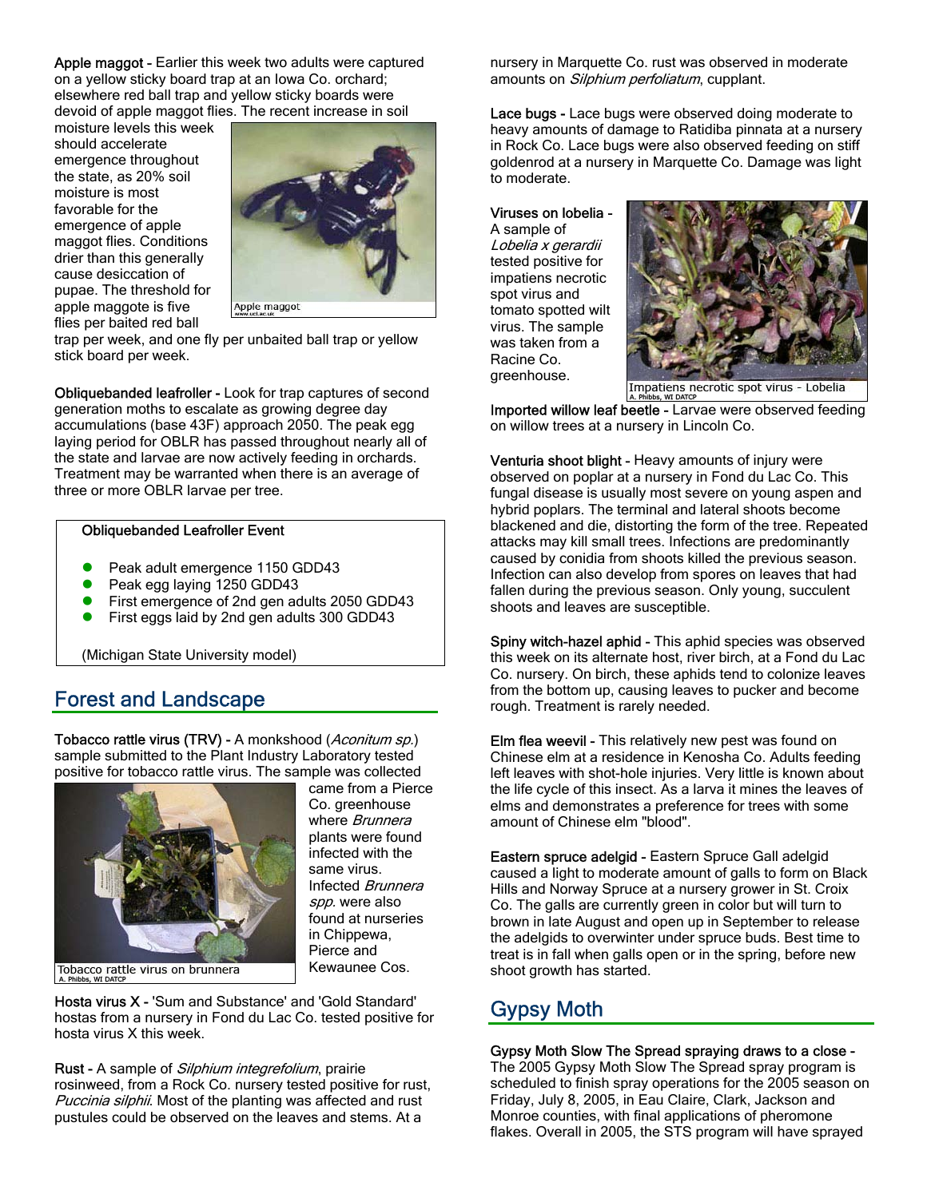**Apple maggot -** Earlier this week two adults were captured on a yellow sticky board trap at an Iowa Co. orchard; elsewhere red ball trap and yellow sticky boards were devoid of apple maggot flies. The recent increase in soil moisture levels this week should accelerate emergence throughout the state, as 20% soil moisture is most favorable for the emergence of apple maggot flies. Conditions drier than this generally cause desiccation of pupae. The threshold for apple maggote is five flies per baited red ball trap per week, and one fly per unbaited ball trap or yellow stick board per week.

Apple maggot

**Obliquebanded leafroller -** Look for trap captures of second generation moths to escalate as growing degree day accumulations (base 43F) approach 2050. The peak egg laying period for OBLR has passed throughout nearly all of the state and larvae are now actively feeding in orchards. Treatment may be warranted when there is an average of three or more OBLR larvae per tree.

> **Obliquebanded Leafroller Event**
>
> - Peak adult emergence 1150 GDD43
> - Peak egg laying 1250 GDD43
> - First emergence of 2nd gen adults 2050 GDD43
> - First eggs laid by 2nd gen adults 300 GDD43
>
> (Michigan State University model)

## Forest and Landscape

**Tobacco rattle virus (TRV) -** A monkshood (*Aconitum sp.*) sample submitted to the Plant Industry Laboratory tested positive for tobacco rattle virus. The sample was collected came from a Pierce Co. greenhouse where *Brunnera* plants were found infected with the same virus. Infected *Brunnera spp*. were also found at nurseries in Chippewa, Pierce and Kewaunee Cos.

Tobacco rattle virus on brunnera
A. Phibbs, WI DATCP

**Hosta virus X -** 'Sum and Substance' and 'Gold Standard' hostas from a nursery in Fond du Lac Co. tested positive for hosta virus X this week.

**Rust -** A sample of *Silphium integrefolium*, prairie rosinweed, from a Rock Co. nursery tested positive for rust, *Puccinia silphii*. Most of the planting was affected and rust pustules could be observed on the leaves and stems. At a nursery in Marquette Co. rust was observed in moderate amounts on *Silphium perfoliatum*, cupplant.

**Lace bugs -** Lace bugs were observed doing moderate to heavy amounts of damage to Ratidiba pinnata at a nursery in Rock Co. Lace bugs were also observed feeding on stiff goldenrod at a nursery in Marquette Co. Damage was light to moderate.

**Viruses on lobelia -** A sample of *Lobelia x gerardii* tested positive for impatiens necrotic spot virus and tomato spotted wilt virus. The sample was taken from a Racine Co. greenhouse.

Impatiens necrotic spot virus - Lobelia
A. Phibbs, WI DATCP

**Imported willow leaf beetle -** Larvae were observed feeding on willow trees at a nursery in Lincoln Co.

**Venturia shoot blight -** Heavy amounts of injury were observed on poplar at a nursery in Fond du Lac Co. This fungal disease is usually most severe on young aspen and hybrid poplars. The terminal and lateral shoots become blackened and die, distorting the form of the tree. Repeated attacks may kill small trees. Infections are predominantly caused by conidia from shoots killed the previous season. Infection can also develop from spores on leaves that had fallen during the previous season. Only young, succulent shoots and leaves are susceptible.

**Spiny witch-hazel aphid -** This aphid species was observed this week on its alternate host, river birch, at a Fond du Lac Co. nursery. On birch, these aphids tend to colonize leaves from the bottom up, causing leaves to pucker and become rough. Treatment is rarely needed.

**Elm flea weevil -** This relatively new pest was found on Chinese elm at a residence in Kenosha Co. Adults feeding left leaves with shot-hole injuries. Very little is known about the life cycle of this insect. As a larva it mines the leaves of elms and demonstrates a preference for trees with some amount of Chinese elm "blood".

**Eastern spruce adelgid -** Eastern Spruce Gall adelgid caused a light to moderate amount of galls to form on Black Hills and Norway Spruce at a nursery grower in St. Croix Co. The galls are currently green in color but will turn to brown in late August and open up in September to release the adelgids to overwinter under spruce buds. Best time to treat is in fall when galls open or in the spring, before new shoot growth has started.

## Gypsy Moth

**Gypsy Moth Slow The Spread spraying draws to a close -** The 2005 Gypsy Moth Slow The Spread spray program is scheduled to finish spray operations for the 2005 season on Friday, July 8, 2005, in Eau Claire, Clark, Jackson and Monroe counties, with final applications of pheromone flakes. Overall in 2005, the STS program will have sprayed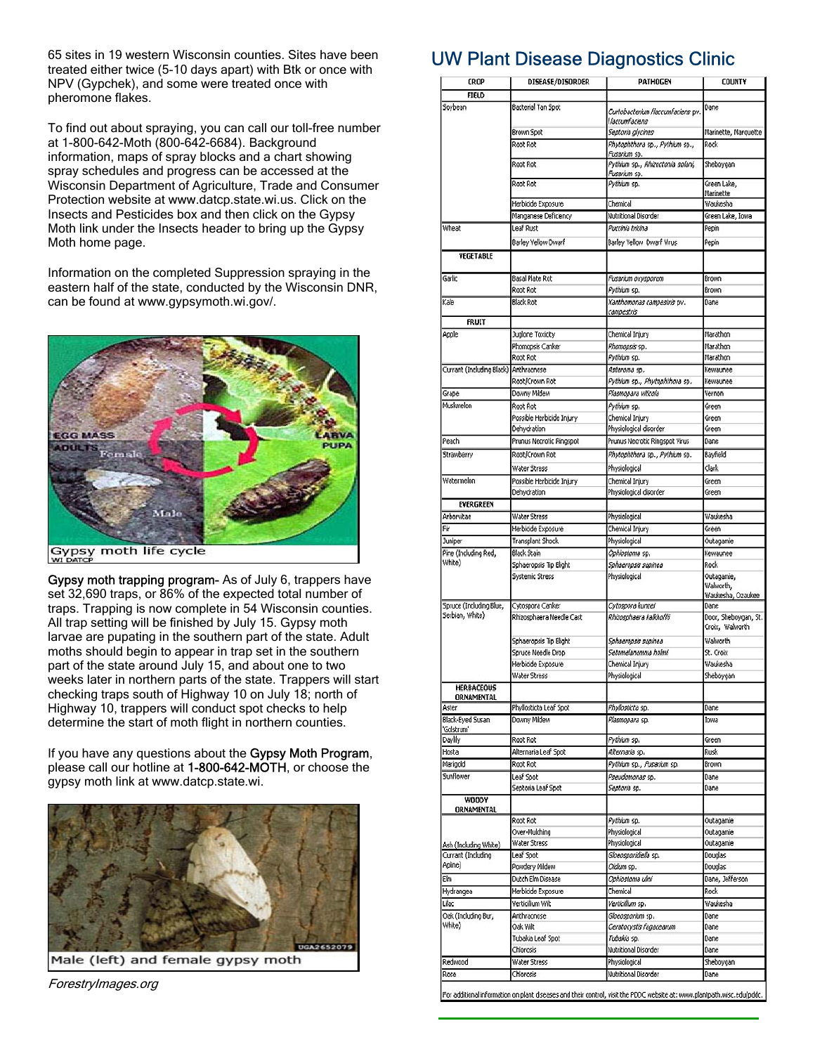65 sites in 19 western Wisconsin counties. Sites have been treated either twice (5-10 days apart) with Btk or once with NPV (Gypchek), and some were treated once with pheromone flakes.

To find out about spraying, you can call our toll-free number at 1-800-642-Moth (800-642-6684). Background information, maps of spray blocks and a chart showing spray schedules and progress can be accessed at the Wisconsin Department of Agriculture, Trade and Consumer Protection website at www.datcp.state.wi.us. Click on the Insects and Pesticides box and then click on the Gypsy Moth link under the Insects header to bring up the Gypsy Moth home page.

Information on the completed Suppression spraying in the eastern half of the state, conducted by the Wisconsin DNR, can be found at www.gypsymoth.wi.gov/.

Gypsy moth life cycle

**Gypsy moth trapping program-** As of July 6, trappers have set 32,690 traps, or 86% of the expected total number of traps. Trapping is now complete in 54 Wisconsin counties. All trap setting will be finished by July 15. Gypsy moth larvae are pupating in the southern part of the state. Adult moths should begin to appear in trap set in the southern part of the state around July 15, and about one to two weeks later in northern parts of the state. Trappers will start checking traps south of Highway 10 on July 18; north of Highway 10, trappers will conduct spot checks to help determine the start of moth flight in northern counties.

If you have any questions about the **Gypsy Moth Program**, please call our hotline at **1-800-642-MOTH**, or choose the gypsy moth link at www.datcp.state.wi.

Male (left) and female gypsy moth

*ForestryImages.org*

## UW Plant Disease Diagnostics Clinic

| CROP | DISEASE/DISORDER | PATHOGEN | COUNTY |
|---|---|---|---|
| **FIELD** | | | |
| Soybean | Bacterial Tan Spot | *Curtobacterium flaccumfaciens* pv. *flaccumfaciens* | Dane |
| | Brown Spot | *Septoria glycines* | Marinette, Marquette |
| | Root Rot | *Phytophthora* sp., *Pythium* sp., *Fusarium* sp. | Rock |
| | Root Rot | *Pythium* sp., *Rhizoctonia solani*, *Fusarium* sp. | Sheboygan |
| | Root Rot | *Pythium* sp. | Green Lake, Marinette |
| | Herbicide Exposure | Chemical | Waukesha |
| | Manganese Deficiency | Nutritional Disorder | Green Lake, Iowa |
| Wheat | Leaf Rust | *Puccinia triticina* | Pepin |
| | Barley Yellow Dwarf | Barley Yellow Dwarf Virus | Pepin |
| **VEGETABLE** | | | |
| Garlic | Basal Plate Rot | *Fusarium oxysporum* | Brown |
| | Root Rot | *Pythium* sp. | Brown |
| Kale | Black Rot | *Xanthomonas campestris* pv. *campestris* | Dane |
| **FRUIT** | | | |
| Apple | Juglone Toxicity | Chemical Injury | Marathon |
| | Phomopsis Canker | *Phomopsis* sp. | Marathon |
| | Root Rot | *Pythium* sp. | Marathon |
| Currant (Including Black) | Anthracnose | *Asteroma* sp. | Kewaunee |
| | Root/Crown Rot | *Pythium* sp., *Phytophthora* sp. | Kewaunee |
| Grape | Downy Mildew | *Plasmopara viticola* | Vernon |
| Muskmelon | Root Rot | *Pythium* sp. | Green |
| | Possible Herbicide Injury | Chemical Injury | Green |
| | Dehydration | Physiological disorder | Green |
| Peach | Prunus Necrotic Ringspot | Prunus Necrotic Ringspot Virus | Dane |
| Strawberry | Root/Crown Rot | *Phytophthora* sp., *Pythium* sp. | Bayfield |
| | Water Stress | Physiological | Clark |
| Watermelon | Possible Herbicide Injury | Chemical Injury | Green |
| | Dehydration | Physiological disorder | Green |
| **EVERGREEN** | | | |
| Arborvitae | Water Stress | Physiological | Waukesha |
| Fir | Herbicide Exposure | Chemical Injury | Green |
| Juniper | Transplant Shock | Physiological | Outagamie |
| Pine (Including Red, White) | Black Stain | *Ophiostoma* sp. | Kewaunee |
| | Sphaeropsis Tip Blight | *Sphaeropsis sapinea* | Rock |
| | Systemic Stress | Physiological | Outagamie, Walworth, Waukesha, Ozaukee |
| Spruce (Including Blue, Serbian, White) | Cytospora Canker | *Cytospora kunzei* | Dane |
| | Rhizosphaera Needle Cast | *Rhizosphaera kalkhoffii* | Door, Sheboygan, St. Croix, Walworth |
| | Sphaeropsis Tip Blight | *Sphaeropsis sapinea* | Walworth |
| | Spruce Needle Drop | *Setomelanomma holmii* | St. Croix |
| | Herbicide Exposure | Chemical Injury | Waukesha |
| | Water Stress | Physiological | Sheboygan |
| **HERBACEOUS ORNAMENTAL** | | | |
| Aster | Phyllosticta Leaf Spot | *Phyllosticta* sp. | Dane |
| Black-Eyed Susan 'Goldsturm' | Downy Mildew | *Plasmopara* sp. | Iowa |
| Daylily | Root Rot | *Pythium* sp. | Green |
| Hosta | Alternaria Leaf Spot | *Alternaria* sp. | Rusk |
| Marigold | Root Rot | *Pythium* sp., *Fusarium* sp. | Brown |
| Sunflower | Leaf Spot | *Pseudomonas* sp. | Dane |
| | Septoria Leaf Spot | *Septoria* sp. | Dane |
| **WOODY ORNAMENTAL** | | | |
| Ash (Including White) | Root Rot | *Pythium* sp. | Outagamie |
| | Over-Mulching | Physiological | Outagamie |
| | Water Stress | Physiological | Outagamie |
| Currant (Including Alpine) | Leaf Spot | *Gloeosporidiella* sp. | Douglas |
| | Powdery Mildew | *Oidium* sp. | Douglas |
| Elm | Dutch Elm Disease | *Ophiostoma ulmi* | Dane, Jefferson |
| Hydrangea | Herbicide Exposure | Chemical | Rock |
| Lilac | Verticillium Wilt | *Verticillium* sp. | Waukesha |
| Oak (Including Bur, White) | Anthracnose | *Gloeosporium* sp. | Dane |
| | Oak Wilt | *Ceratocystis fagacearum* | Dane |
| | Tubakia Leaf Spot | *Tubakia* sp. | Dane |
| | Chlorosis | Nutritional Disorder | Dane |
| Redwood | Water Stress | Physiological | Sheboygan |
| Rose | Chlorosis | Nutritional Disorder | Dane |

For additional information on plant diseases and their control, visit the PDDC website at: www.plantpath.wisc.edu/pddc.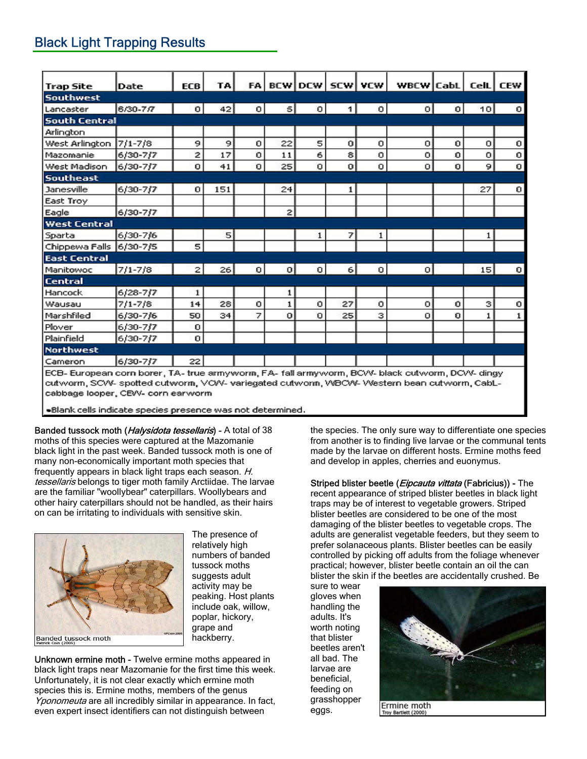## Black Light Trapping Results

| Trap Site | Date | ECB | TA | FA | BCW | DCW | SCW | VCW | WBCW | CabL | CelL | CEW |
|---|---|---|---|---|---|---|---|---|---|---|---|---|
| **Southwest** | | | | | | | | | | | | |
| Lancaster | 6/30-7/7 | 0 | 42 | 0 | 5 | 0 | 1 | 0 | 0 | 0 | 10 | 0 |
| **South Central** | | | | | | | | | | | | |
| Arlington | | | | | | | | | | | | |
| West Arlington | 7/1-7/8 | 9 | 9 | 0 | 22 | 5 | 0 | 0 | 0 | 0 | 0 | 0 |
| Mazomanie | 6/30-7/7 | 2 | 17 | 0 | 11 | 6 | 8 | 0 | 0 | 0 | 0 | 0 |
| West Madison | 6/30-7/7 | 0 | 41 | 0 | 25 | 0 | 0 | 0 | 0 | 0 | 9 | 0 |
| **Southeast** | | | | | | | | | | | | |
| Janesville | 6/30-7/7 | 0 | 151 | | 24 | | 1 | | | | 27 | 0 |
| East Troy | | | | | | | | | | | | |
| Eagle | 6/30-7/7 | | | | 2 | | | | | | | |
| **West Central** | | | | | | | | | | | | |
| Sparta | 6/30-7/6 | | 5 | | | 1 | 7 | 1 | | | 1 | |
| Chippewa Falls | 6/30-7/5 | 5 | | | | | | | | | | |
| **East Central** | | | | | | | | | | | | |
| Manitowoc | 7/1-7/8 | 2 | 26 | 0 | 0 | 0 | 6 | 0 | 0 | | 15 | 0 |
| **Central** | | | | | | | | | | | | |
| Hancock | 6/28-7/7 | 1 | | | 1 | | | | | | | |
| Wausau | 7/1-7/8 | 14 | 28 | 0 | 1 | 0 | 27 | 0 | 0 | 0 | 3 | 0 |
| Marshfiled | 6/30-7/6 | 50 | 34 | 7 | 0 | 0 | 25 | 3 | 0 | 0 | 1 | 1 |
| Plover | 6/30-7/7 | 0 | | | | | | | | | | |
| Plainfield | 6/30-7/7 | 0 | | | | | | | | | | |
| **Northwest** | | | | | | | | | | | | |
| Cameron | 6/30-7/7 | 22 | | | | | | | | | | |

ECB- European corn borer, TA- true armyworm, FA- fall armyworm, BCW- black cutworm, DCW- dingy cutworm, SCW- spotted cutworm, VCW- variegated cutworm, WBCW- Western bean cutworm, CabL- cabbage looper, CEW- corn earworm

•Blank cells indicate species presence was not determined.

Banded tussock moth (*Halysidota tessellaris*) - A total of 38 moths of this species were captured at the Mazomanie black light in the past week. Banded tussock moth is one of many non-economically important moth species that frequently appears in black light traps each season. *H. tessellaris* belongs to tiger moth family Arctiidae. The larvae are the familiar "woollybear" caterpillars. Woollybears and other hairy caterpillars should not be handled, as their hairs on can be irritating to individuals with sensitive skin.

Banded tussock moth
Patrick Coin (2005)

The presence of relatively high numbers of banded tussock moths suggests adult activity may be peaking. Host plants include oak, willow, poplar, hickory, grape and hackberry.

Unknown ermine moth - Twelve ermine moths appeared in black light traps near Mazomanie for the first time this week. Unfortunately, it is not clear exactly which ermine moth species this is. Ermine moths, members of the genus *Yponomeuta* are all incredibly similar in appearance. In fact, even expert insect identifiers can not distinguish between the species. The only sure way to differentiate one species from another is to finding live larvae or the communal tents made by the larvae on different hosts. Ermine moths feed and develop in apples, cherries and euonymus.

Striped blister beetle (*Eipcauta vittata* (Fabricius)) - The recent appearance of striped blister beetles in black light traps may be of interest to vegetable growers. Striped blister beetles are considered to be one of the most damaging of the blister beetles to vegetable crops. The adults are generalist vegetable feeders, but they seem to prefer solanaceous plants. Blister beetles can be easily controlled by picking off adults from the foliage whenever practical; however, blister beetle contain an oil the can blister the skin if the beetles are accidentally crushed. Be sure to wear gloves when handling the adults. It's worth noting that blister beetles aren't all bad. The larvae are beneficial, feeding on grasshopper eggs.

Ermine moth
Troy Bartlett (2000)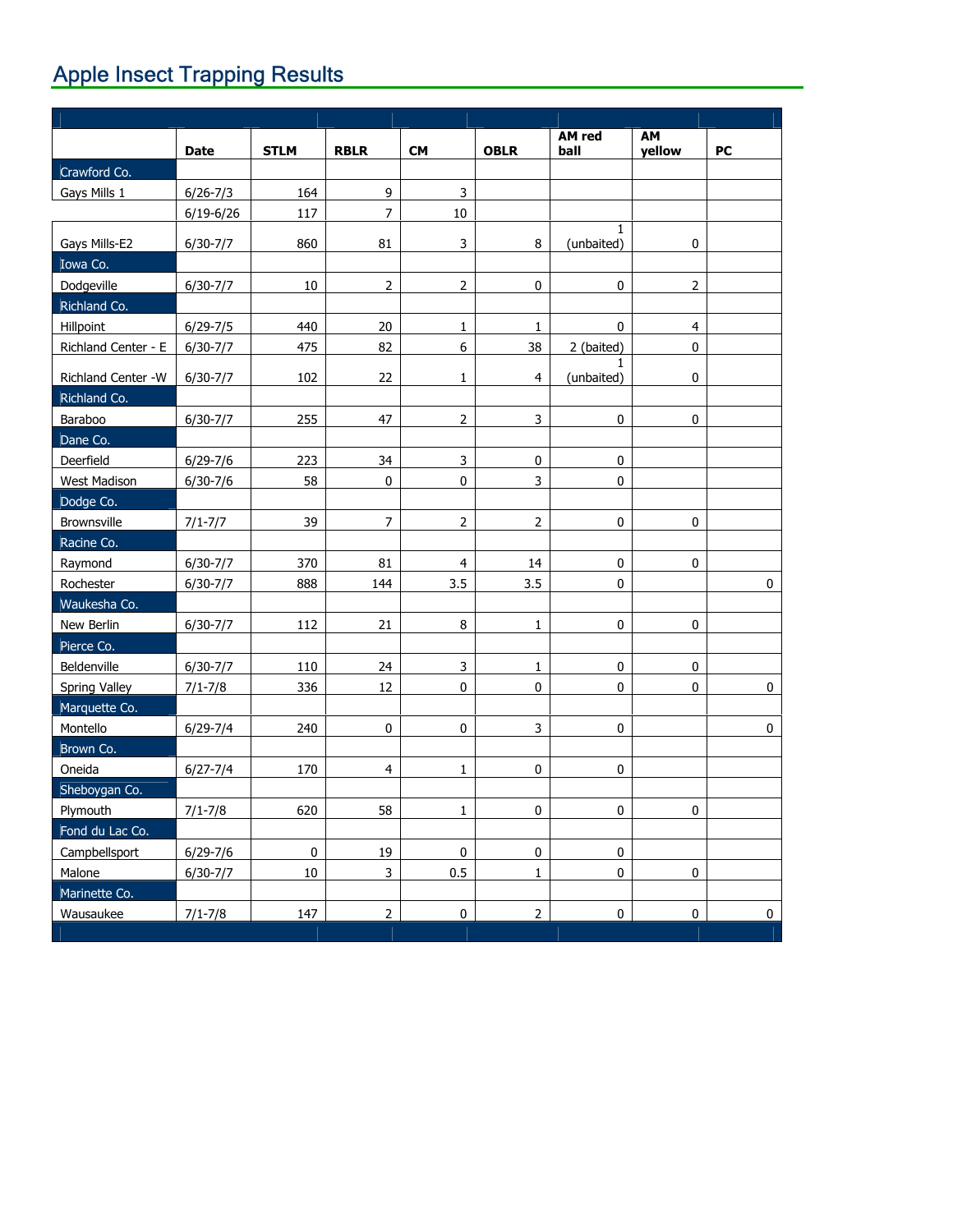## Apple Insect Trapping Results

| | Date | STLM | RBLR | CM | OBLR | AM red ball | AM yellow | PC |
|---|---|---|---|---|---|---|---|---|
| **Crawford Co.** | | | | | | | | |
| Gays Mills 1 | 6/26-7/3 | 164 | 9 | 3 | | | | |
| | 6/19-6/26 | 117 | 7 | 10 | | | | |
| Gays Mills-E2 | 6/30-7/7 | 860 | 81 | 3 | 8 | 1 (unbaited) | 0 | |
| **Iowa Co.** | | | | | | | | |
| Dodgeville | 6/30-7/7 | 10 | 2 | 2 | 0 | 0 | 2 | |
| **Richland Co.** | | | | | | | | |
| Hillpoint | 6/29-7/5 | 440 | 20 | 1 | 1 | 0 | 4 | |
| Richland Center - E | 6/30-7/7 | 475 | 82 | 6 | 38 | 2 (baited) | 0 | |
| Richland Center -W | 6/30-7/7 | 102 | 22 | 1 | 4 | 1 (unbaited) | 0 | |
| **Richland Co.** | | | | | | | | |
| Baraboo | 6/30-7/7 | 255 | 47 | 2 | 3 | 0 | 0 | |
| **Dane Co.** | | | | | | | | |
| Deerfield | 6/29-7/6 | 223 | 34 | 3 | 0 | 0 | | |
| West Madison | 6/30-7/6 | 58 | 0 | 0 | 3 | 0 | | |
| **Dodge Co.** | | | | | | | | |
| Brownsville | 7/1-7/7 | 39 | 7 | 2 | 2 | 0 | 0 | |
| **Racine Co.** | | | | | | | | |
| Raymond | 6/30-7/7 | 370 | 81 | 4 | 14 | 0 | 0 | |
| Rochester | 6/30-7/7 | 888 | 144 | 3.5 | 3.5 | 0 | | 0 |
| **Waukesha Co.** | | | | | | | | |
| New Berlin | 6/30-7/7 | 112 | 21 | 8 | 1 | 0 | 0 | |
| **Pierce Co.** | | | | | | | | |
| Beldenville | 6/30-7/7 | 110 | 24 | 3 | 1 | 0 | 0 | |
| Spring Valley | 7/1-7/8 | 336 | 12 | 0 | 0 | 0 | 0 | 0 |
| **Marquette Co.** | | | | | | | | |
| Montello | 6/29-7/4 | 240 | 0 | 0 | 3 | 0 | | 0 |
| **Brown Co.** | | | | | | | | |
| Oneida | 6/27-7/4 | 170 | 4 | 1 | 0 | 0 | | |
| **Sheboygan Co.** | | | | | | | | |
| Plymouth | 7/1-7/8 | 620 | 58 | 1 | 0 | 0 | 0 | |
| **Fond du Lac Co.** | | | | | | | | |
| Campbellsport | 6/29-7/6 | 0 | 19 | 0 | 0 | 0 | | |
| Malone | 6/30-7/7 | 10 | 3 | 0.5 | 1 | 0 | 0 | |
| **Marinette Co.** | | | | | | | | |
| Wausaukee | 7/1-7/8 | 147 | 2 | 0 | 2 | 0 | 0 | 0 |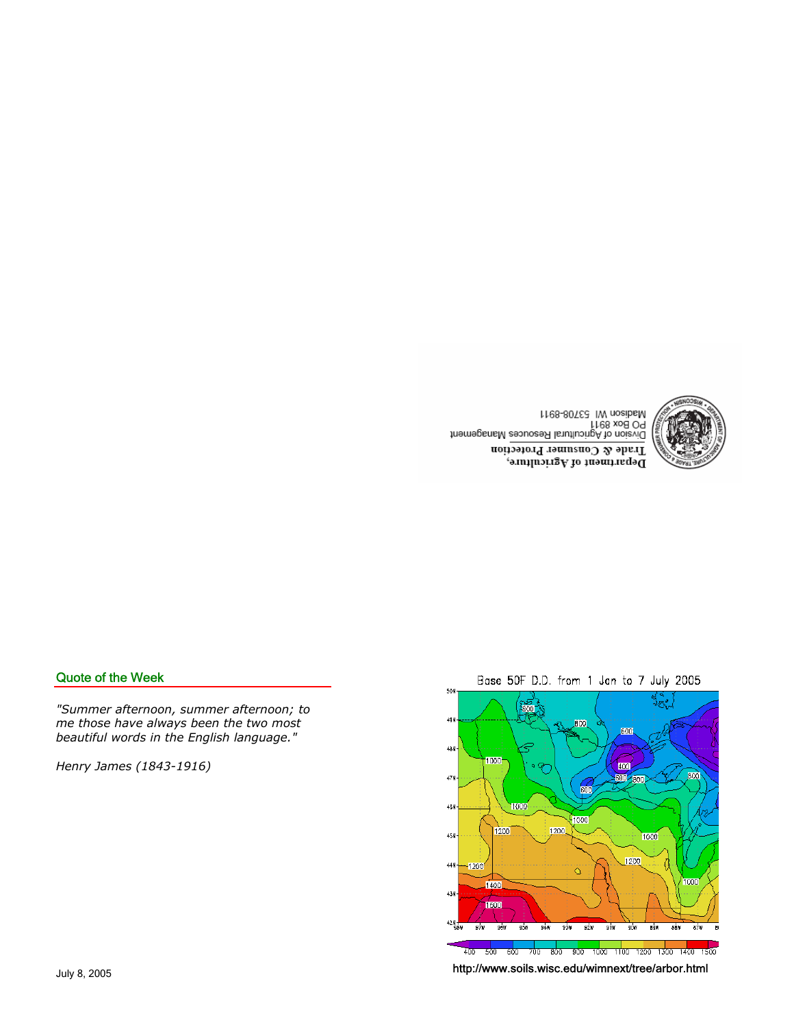Department of Agriculture,
Trade & Consumer Protection
Division of Agricultural Resouces Management
PO Box 8911
Madison WI 53708-8911

## Quote of the Week

*"Summer afternoon, summer afternoon; to me those have always been the two most beautiful words in the English language."*

*Henry James (1843-1916)*

Base 50F D.D. from 1 Jan to 7 July 2005

900
800
600
1000
400
600
800
300
600
1000
1000
1200
1200
1000
1200
1200
1400
1000
1600

50N
49N
48N
47N
46N
45N
44N
43N
42N

98W
97W
96W
95W
94W
93W
92W
91W
90W
89W
88W
87W

400 500 600 700 800 900 1000 1100 1200 1300 1400 1500

http://www.soils.wisc.edu/wimnext/tree/arbor.html

July 8, 2005